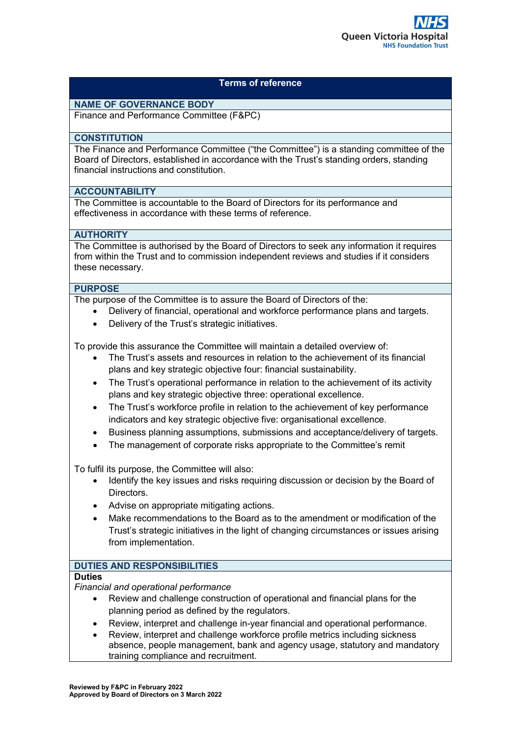# Terms of reference

## NAME OF GOVERNANCE BODY

Finance and Performance Committee (F&PC)

## CONSTITUTION

The Finance and Performance Committee ("the Committee") is a standing committee of the Board of Directors, established in accordance with the Trust's standing orders, standing financial instructions and constitution.

## ACCOUNTABILITY

The Committee is accountable to the Board of Directors for its performance and effectiveness in accordance with these terms of reference.

## AUTHORITY

The Committee is authorised by the Board of Directors to seek any information it requires from within the Trust and to commission independent reviews and studies if it considers these necessary.

## PURPOSE

The purpose of the Committee is to assure the Board of Directors of the:

- Delivery of financial, operational and workforce performance plans and targets.
- Delivery of the Trust's strategic initiatives.

To provide this assurance the Committee will maintain a detailed overview of:

- The Trust's assets and resources in relation to the achievement of its financial plans and key strategic objective four: financial sustainability.
- The Trust's operational performance in relation to the achievement of its activity plans and key strategic objective three: operational excellence.
- The Trust's workforce profile in relation to the achievement of key performance indicators and key strategic objective five: organisational excellence.
- Business planning assumptions, submissions and acceptance/delivery of targets.
- The management of corporate risks appropriate to the Committee's remit

To fulfil its purpose, the Committee will also:

- Identify the key issues and risks requiring discussion or decision by the Board of Directors.
- Advise on appropriate mitigating actions.
- Make recommendations to the Board as to the amendment or modification of the Trust's strategic initiatives in the light of changing circumstances or issues arising from implementation.

## DUTIES AND RESPONSIBILITIES

**Duties**

*Financial and operational performance*

- Review and challenge construction of operational and financial plans for the planning period as defined by the regulators.
- Review, interpret and challenge in-year financial and operational performance.
- Review, interpret and challenge workforce profile metrics including sickness absence, people management, bank and agency usage, statutory and mandatory training compliance and recruitment.

**Reviewed by F&PC in February 2022**
**Approved by Board of Directors on 3 March 2022**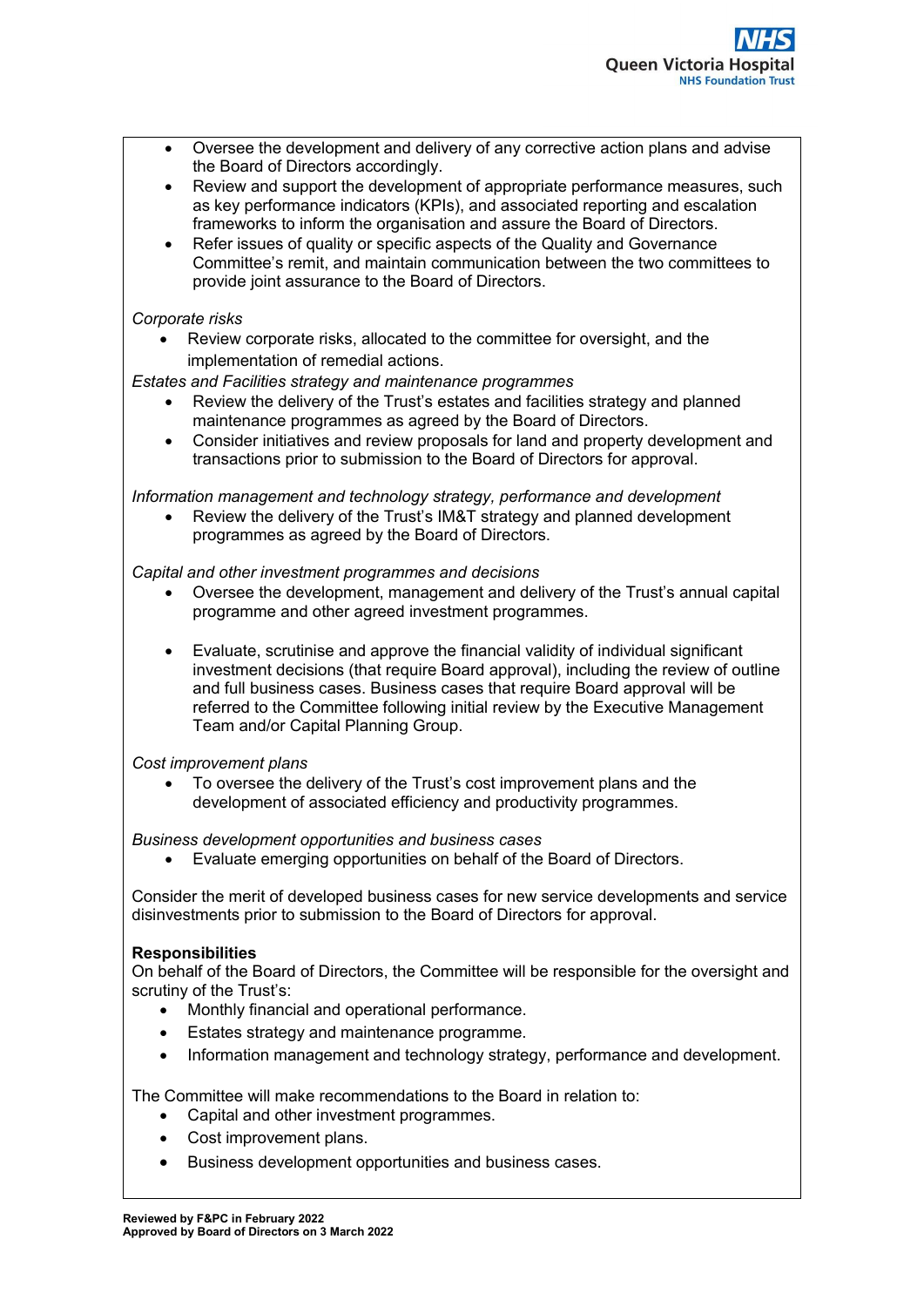- Oversee the development and delivery of any corrective action plans and advise the Board of Directors accordingly.
- Review and support the development of appropriate performance measures, such as key performance indicators (KPIs), and associated reporting and escalation frameworks to inform the organisation and assure the Board of Directors.
- Refer issues of quality or specific aspects of the Quality and Governance Committee's remit, and maintain communication between the two committees to provide joint assurance to the Board of Directors.

*Corporate risks*

- Review corporate risks, allocated to the committee for oversight, and the implementation of remedial actions.

*Estates and Facilities strategy and maintenance programmes*

- Review the delivery of the Trust's estates and facilities strategy and planned maintenance programmes as agreed by the Board of Directors.
- Consider initiatives and review proposals for land and property development and transactions prior to submission to the Board of Directors for approval.

*Information management and technology strategy, performance and development*

- Review the delivery of the Trust's IM&T strategy and planned development programmes as agreed by the Board of Directors.

*Capital and other investment programmes and decisions*

- Oversee the development, management and delivery of the Trust's annual capital programme and other agreed investment programmes.
- Evaluate, scrutinise and approve the financial validity of individual significant investment decisions (that require Board approval), including the review of outline and full business cases. Business cases that require Board approval will be referred to the Committee following initial review by the Executive Management Team and/or Capital Planning Group.

*Cost improvement plans*

- To oversee the delivery of the Trust's cost improvement plans and the development of associated efficiency and productivity programmes.

*Business development opportunities and business cases*

- Evaluate emerging opportunities on behalf of the Board of Directors.

Consider the merit of developed business cases for new service developments and service disinvestments prior to submission to the Board of Directors for approval.

**Responsibilities**

On behalf of the Board of Directors, the Committee will be responsible for the oversight and scrutiny of the Trust's:

- Monthly financial and operational performance.
- Estates strategy and maintenance programme.
- Information management and technology strategy, performance and development.

The Committee will make recommendations to the Board in relation to:

- Capital and other investment programmes.
- Cost improvement plans.
- Business development opportunities and business cases.

**Reviewed by F&PC in February 2022**
**Approved by Board of Directors on 3 March 2022**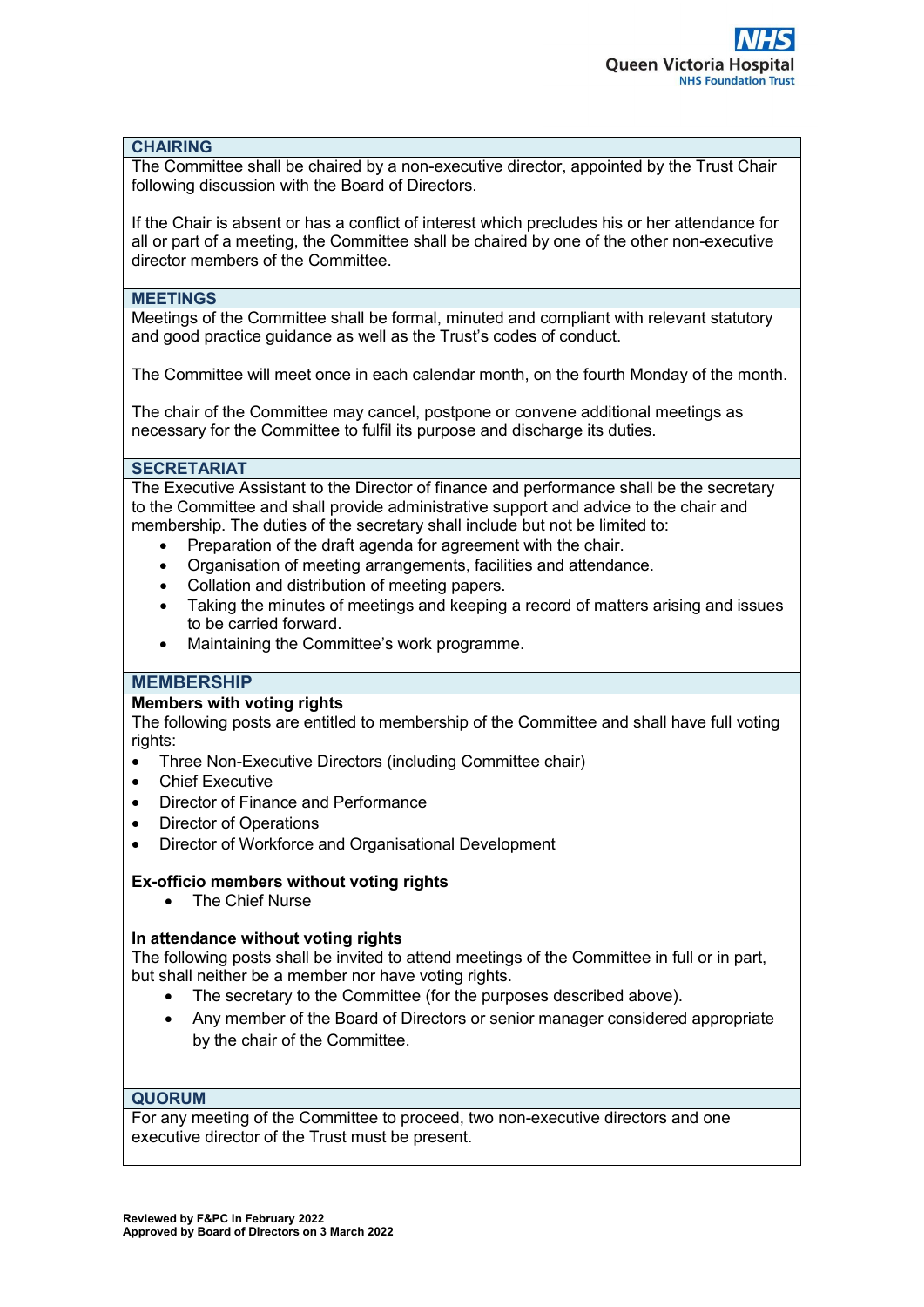## CHAIRING

The Committee shall be chaired by a non-executive director, appointed by the Trust Chair following discussion with the Board of Directors.

If the Chair is absent or has a conflict of interest which precludes his or her attendance for all or part of a meeting, the Committee shall be chaired by one of the other non-executive director members of the Committee.

## MEETINGS

Meetings of the Committee shall be formal, minuted and compliant with relevant statutory and good practice guidance as well as the Trust's codes of conduct.

The Committee will meet once in each calendar month, on the fourth Monday of the month.

The chair of the Committee may cancel, postpone or convene additional meetings as necessary for the Committee to fulfil its purpose and discharge its duties.

## SECRETARIAT

The Executive Assistant to the Director of finance and performance shall be the secretary to the Committee and shall provide administrative support and advice to the chair and membership. The duties of the secretary shall include but not be limited to:

- Preparation of the draft agenda for agreement with the chair.
- Organisation of meeting arrangements, facilities and attendance.
- Collation and distribution of meeting papers.
- Taking the minutes of meetings and keeping a record of matters arising and issues to be carried forward.
- Maintaining the Committee's work programme.

## MEMBERSHIP

**Members with voting rights**

The following posts are entitled to membership of the Committee and shall have full voting rights:

- Three Non-Executive Directors (including Committee chair)
- Chief Executive
- Director of Finance and Performance
- Director of Operations
- Director of Workforce and Organisational Development

**Ex-officio members without voting rights**

- The Chief Nurse

**In attendance without voting rights**

The following posts shall be invited to attend meetings of the Committee in full or in part, but shall neither be a member nor have voting rights.

- The secretary to the Committee (for the purposes described above).
- Any member of the Board of Directors or senior manager considered appropriate by the chair of the Committee.

## QUORUM

For any meeting of the Committee to proceed, two non-executive directors and one executive director of the Trust must be present.

**Reviewed by F&PC in February 2022**
**Approved by Board of Directors on 3 March 2022**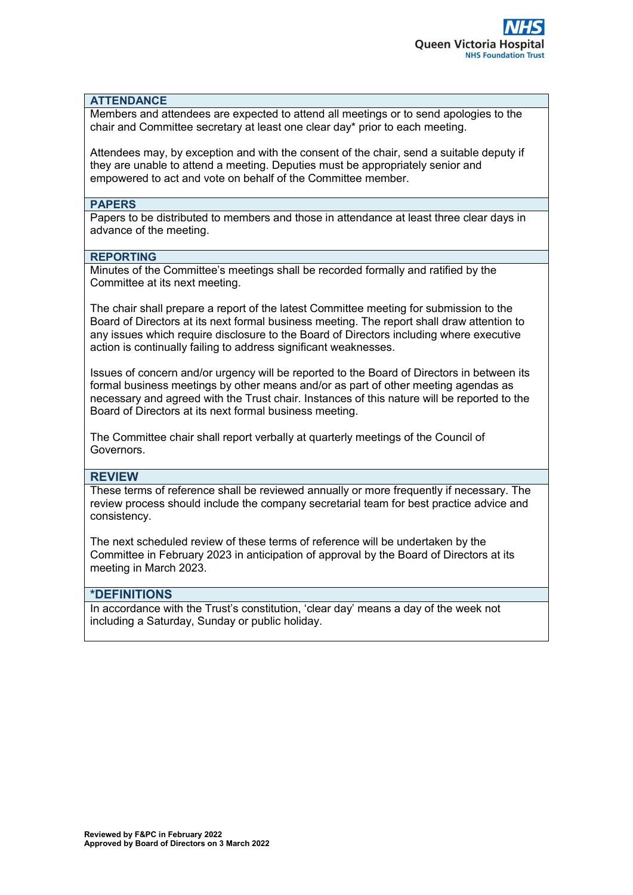## ATTENDANCE

Members and attendees are expected to attend all meetings or to send apologies to the chair and Committee secretary at least one clear day* prior to each meeting.

Attendees may, by exception and with the consent of the chair, send a suitable deputy if they are unable to attend a meeting. Deputies must be appropriately senior and empowered to act and vote on behalf of the Committee member.

## PAPERS

Papers to be distributed to members and those in attendance at least three clear days in advance of the meeting.

## REPORTING

Minutes of the Committee's meetings shall be recorded formally and ratified by the Committee at its next meeting.

The chair shall prepare a report of the latest Committee meeting for submission to the Board of Directors at its next formal business meeting. The report shall draw attention to any issues which require disclosure to the Board of Directors including where executive action is continually failing to address significant weaknesses.

Issues of concern and/or urgency will be reported to the Board of Directors in between its formal business meetings by other means and/or as part of other meeting agendas as necessary and agreed with the Trust chair. Instances of this nature will be reported to the Board of Directors at its next formal business meeting.

The Committee chair shall report verbally at quarterly meetings of the Council of Governors.

## REVIEW

These terms of reference shall be reviewed annually or more frequently if necessary. The review process should include the company secretarial team for best practice advice and consistency.

The next scheduled review of these terms of reference will be undertaken by the Committee in February 2023 in anticipation of approval by the Board of Directors at its meeting in March 2023.

## *DEFINITIONS

In accordance with the Trust's constitution, 'clear day' means a day of the week not including a Saturday, Sunday or public holiday.

**Reviewed by F&PC in February 2022**
**Approved by Board of Directors on 3 March 2022**